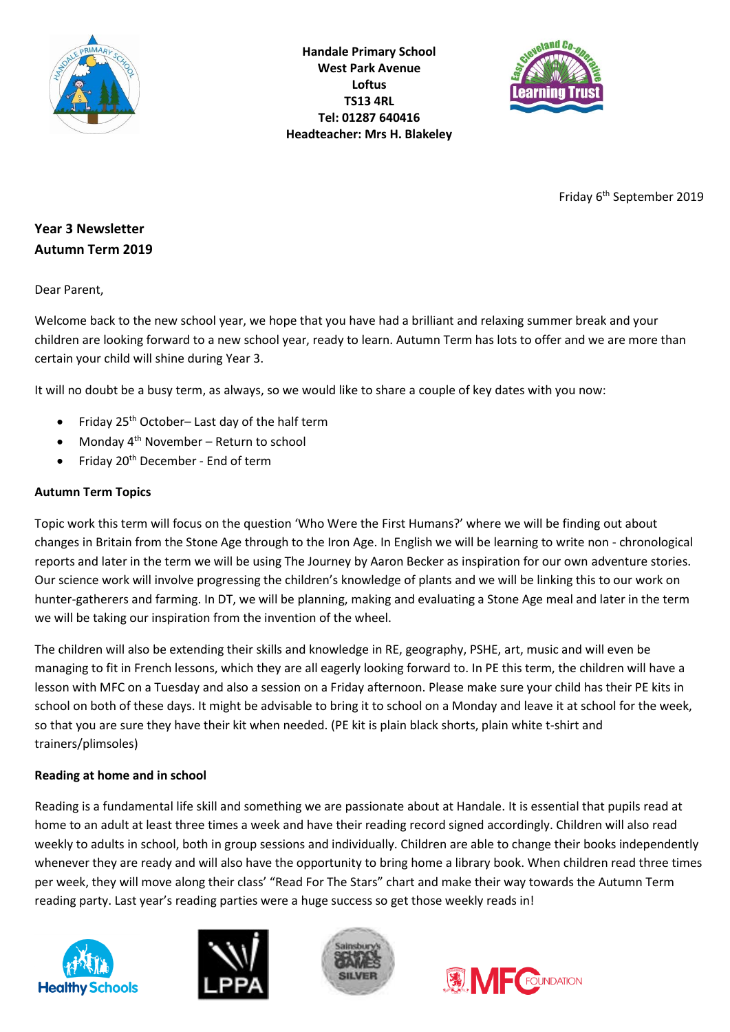**Handale Primary School**
**West Park Avenue**
**Loftus**
**TS13 4RL**
**Tel: 01287 640416**
**Headteacher: Mrs H. Blakeley**

Friday 6th September 2019

**Year 3 Newsletter**
**Autumn Term 2019**

Dear Parent,

Welcome back to the new school year, we hope that you have had a brilliant and relaxing summer break and your children are looking forward to a new school year, ready to learn. Autumn Term has lots to offer and we are more than certain your child will shine during Year 3.

It will no doubt be a busy term, as always, so we would like to share a couple of key dates with you now:

- Friday 25th October– Last day of the half term
- Monday 4th November – Return to school
- Friday 20th December - End of term

**Autumn Term Topics**

Topic work this term will focus on the question 'Who Were the First Humans?' where we will be finding out about changes in Britain from the Stone Age through to the Iron Age. In English we will be learning to write non - chronological reports and later in the term we will be using The Journey by Aaron Becker as inspiration for our own adventure stories. Our science work will involve progressing the children's knowledge of plants and we will be linking this to our work on hunter-gatherers and farming. In DT, we will be planning, making and evaluating a Stone Age meal and later in the term we will be taking our inspiration from the invention of the wheel.

The children will also be extending their skills and knowledge in RE, geography, PSHE, art, music and will even be managing to fit in French lessons, which they are all eagerly looking forward to. In PE this term, the children will have a lesson with MFC on a Tuesday and also a session on a Friday afternoon. Please make sure your child has their PE kits in school on both of these days. It might be advisable to bring it to school on a Monday and leave it at school for the week, so that you are sure they have their kit when needed. (PE kit is plain black shorts, plain white t-shirt and trainers/plimsoles)

**Reading at home and in school**

Reading is a fundamental life skill and something we are passionate about at Handale. It is essential that pupils read at home to an adult at least three times a week and have their reading record signed accordingly. Children will also read weekly to adults in school, both in group sessions and individually. Children are able to change their books independently whenever they are ready and will also have the opportunity to bring home a library book. When children read three times per week, they will move along their class' "Read For The Stars" chart and make their way towards the Autumn Term reading party. Last year's reading parties were a huge success so get those weekly reads in!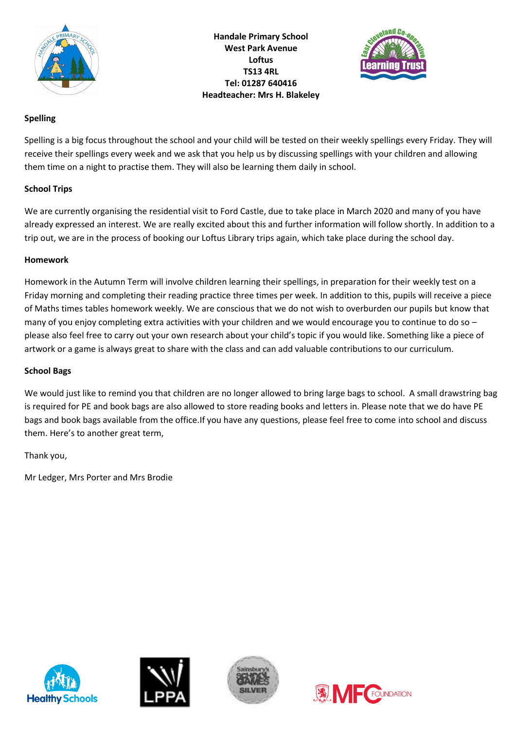**Handale Primary School**
**West Park Avenue**
**Loftus**
**TS13 4RL**
**Tel: 01287 640416**
**Headteacher: Mrs H. Blakeley**

**Spelling**

Spelling is a big focus throughout the school and your child will be tested on their weekly spellings every Friday. They will receive their spellings every week and we ask that you help us by discussing spellings with your children and allowing them time on a night to practise them. They will also be learning them daily in school.

**School Trips**

We are currently organising the residential visit to Ford Castle, due to take place in March 2020 and many of you have already expressed an interest. We are really excited about this and further information will follow shortly. In addition to a trip out, we are in the process of booking our Loftus Library trips again, which take place during the school day.

**Homework**

Homework in the Autumn Term will involve children learning their spellings, in preparation for their weekly test on a Friday morning and completing their reading practice three times per week. In addition to this, pupils will receive a piece of Maths times tables homework weekly. We are conscious that we do not wish to overburden our pupils but know that many of you enjoy completing extra activities with your children and we would encourage you to continue to do so – please also feel free to carry out your own research about your child's topic if you would like. Something like a piece of artwork or a game is always great to share with the class and can add valuable contributions to our curriculum.

**School Bags**

We would just like to remind you that children are no longer allowed to bring large bags to school. A small drawstring bag is required for PE and book bags are also allowed to store reading books and letters in. Please note that we do have PE bags and book bags available from the office.If you have any questions, please feel free to come into school and discuss them. Here's to another great term,

Thank you,

Mr Ledger, Mrs Porter and Mrs Brodie